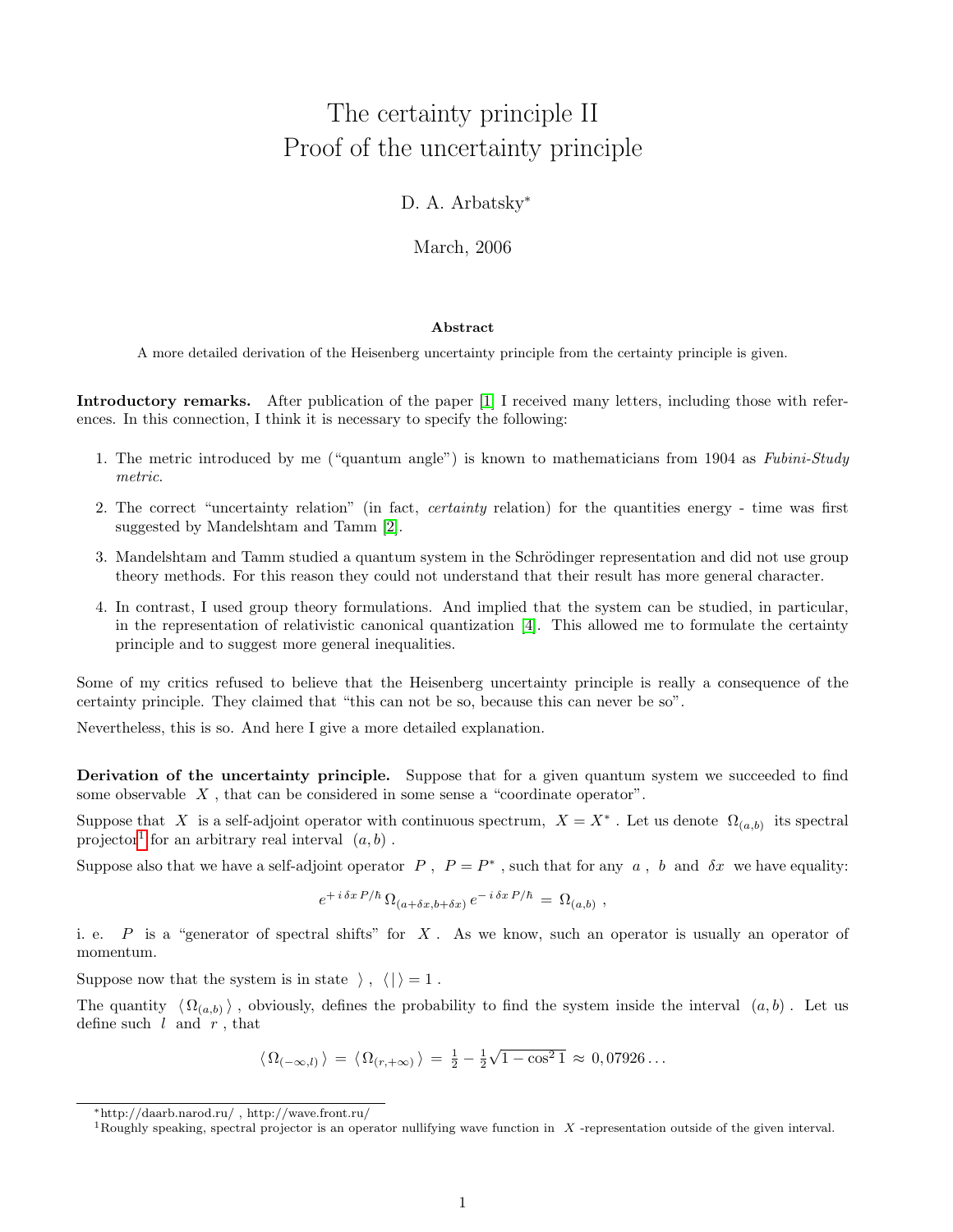# The certainty principle II
# Proof of the uncertainty principle

D. A. Arbatsky*

March, 2006

### Abstract

A more detailed derivation of the Heisenberg uncertainty principle from the certainty principle is given.

**Introductory remarks.** After publication of the paper [1] I received many letters, including those with references. In this connection, I think it is necessary to specify the following:

1. The metric introduced by me ("quantum angle") is known to mathematicians from 1904 as *Fubini-Study metric*.
2. The correct "uncertainty relation" (in fact, *certainty* relation) for the quantities energy - time was first suggested by Mandelshtam and Tamm [2].
3. Mandelshtam and Tamm studied a quantum system in the Schrödinger representation and did not use group theory methods. For this reason they could not understand that their result has more general character.
4. In contrast, I used group theory formulations. And implied that the system can be studied, in particular, in the representation of relativistic canonical quantization [4]. This allowed me to formulate the certainty principle and to suggest more general inequalities.

Some of my critics refused to believe that the Heisenberg uncertainty principle is really a consequence of the certainty principle. They claimed that "this can not be so, because this can never be so".

Nevertheless, this is so. And here I give a more detailed explanation.

**Derivation of the uncertainty principle.** Suppose that for a given quantum system we succeeded to find some observable $X$, that can be considered in some sense a "coordinate operator".

Suppose that $X$ is a self-adjoint operator with continuous spectrum, $X = X^*$. Let us denote $\Omega_{(a,b)}$ its spectral projector[1] for an arbitrary real interval $(a, b)$.

Suppose also that we have a self-adjoint operator $P$, $P = P^*$, such that for any $a$, $b$ and $\delta x$ we have equality:

$$e^{+\,i\,\delta x\,P/\hbar}\,\Omega_{(a+\delta x,b+\delta x)}\,e^{-\,i\,\delta x\,P/\hbar} = \Omega_{(a,b)}\ ,$$

i. e. $P$ is a "generator of spectral shifts" for $X$. As we know, such an operator is usually an operator of momentum.

Suppose now that the system is in state $\rangle$, $\langle|\rangle = 1$.

The quantity $\langle\,\Omega_{(a,b)}\,\rangle$, obviously, defines the probability to find the system inside the interval $(a, b)$. Let us define such $l$ and $r$, that

$$\langle\,\Omega_{(-\infty,l)}\,\rangle = \langle\,\Omega_{(r,+\infty)}\,\rangle = \tfrac{1}{2} - \tfrac{1}{2}\sqrt{1-\cos^2 1} \approx 0{,}07926\ldots$$

---

*http://daarb.narod.ru/ , http://wave.front.ru/

[1] Roughly speaking, spectral projector is an operator nullifying wave function in $X$-representation outside of the given interval.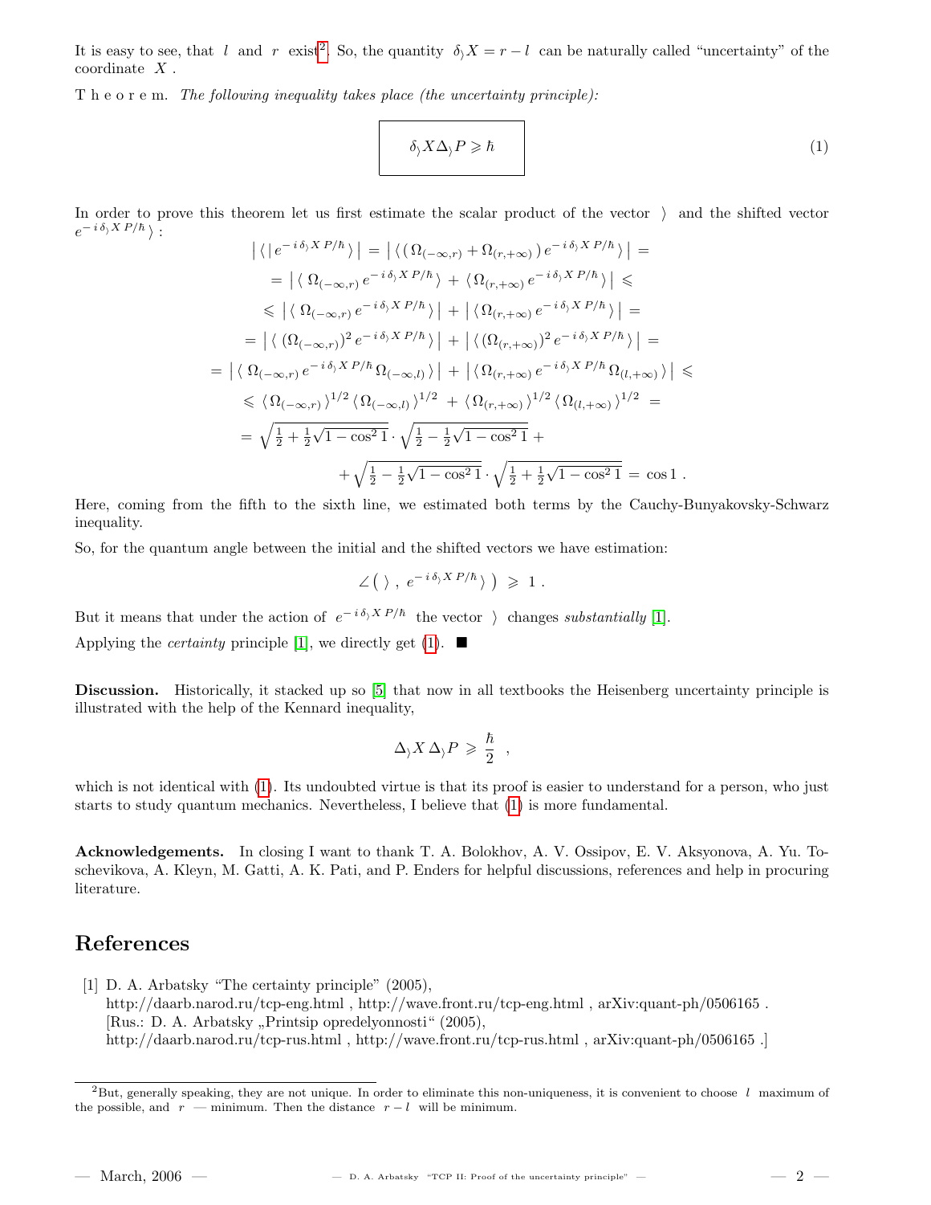It is easy to see, that $l$ and $r$ exist[2]. So, the quantity $\delta_\rangle X = r - l$ can be naturally called "uncertainty" of the coordinate $X$ .

T h e o r e m. *The following inequality takes place (the uncertainty principle):*

$$\boxed{\delta_\rangle X \Delta_\rangle P \geqslant \hbar} \tag{1}$$

In order to prove this theorem let us first estimate the scalar product of the vector $\rangle$ and the shifted vector $e^{-i\,\delta_\rangle X\, P/\hbar}\rangle$ :

$$\begin{aligned}
&\big|\,\langle\,|\,e^{-i\,\delta_\rangle X\,P/\hbar}\,\rangle\,\big| = \big|\,\langle\,(\,\Omega_{(-\infty,r)} + \Omega_{(r,+\infty)}\,)\,e^{-i\,\delta_\rangle X\,P/\hbar}\,\rangle\,\big| = \\
&= \big|\,\langle\,\Omega_{(-\infty,r)}\,e^{-i\,\delta_\rangle X\,P/\hbar}\,\rangle + \langle\,\Omega_{(r,+\infty)}\,e^{-i\,\delta_\rangle X\,P/\hbar}\,\rangle\,\big| \leqslant \\
&\leqslant \big|\,\langle\,\Omega_{(-\infty,r)}\,e^{-i\,\delta_\rangle X\,P/\hbar}\,\rangle\,\big| + \big|\,\langle\,\Omega_{(r,+\infty)}\,e^{-i\,\delta_\rangle X\,P/\hbar}\,\rangle\,\big| = \\
&= \big|\,\langle\,(\Omega_{(-\infty,r)})^2\,e^{-i\,\delta_\rangle X\,P/\hbar}\,\rangle\,\big| + \big|\,\langle\,(\Omega_{(r,+\infty)})^2\,e^{-i\,\delta_\rangle X\,P/\hbar}\,\rangle\,\big| = \\
&= \big|\,\langle\,\Omega_{(-\infty,r)}\,e^{-i\,\delta_\rangle X\,P/\hbar}\,\Omega_{(-\infty,l)}\,\rangle\,\big| + \big|\,\langle\,\Omega_{(r,+\infty)}\,e^{-i\,\delta_\rangle X\,P/\hbar}\,\Omega_{(l,+\infty)}\,\rangle\,\big| \leqslant \\
&\leqslant \langle\,\Omega_{(-\infty,r)}\,\rangle^{1/2}\,\langle\,\Omega_{(-\infty,l)}\,\rangle^{1/2} + \langle\,\Omega_{(r,+\infty)}\,\rangle^{1/2}\,\langle\,\Omega_{(l,+\infty)}\,\rangle^{1/2} = \\
&= \sqrt{\tfrac{1}{2} + \tfrac{1}{2}\sqrt{1-\cos^2 1}} \cdot \sqrt{\tfrac{1}{2} - \tfrac{1}{2}\sqrt{1-\cos^2 1}} + \\
&\qquad + \sqrt{\tfrac{1}{2} - \tfrac{1}{2}\sqrt{1-\cos^2 1}} \cdot \sqrt{\tfrac{1}{2} + \tfrac{1}{2}\sqrt{1-\cos^2 1}} = \cos 1\,.
\end{aligned}$$

Here, coming from the fifth to the sixth line, we estimated both terms by the Cauchy-Bunyakovsky-Schwarz inequality.

So, for the quantum angle between the initial and the shifted vectors we have estimation:

$$\angle\big(\,\rangle\,,\ e^{-i\,\delta_\rangle X\,P/\hbar}\,\rangle\,\big) \geqslant 1\,.$$

But it means that under the action of $e^{-i\,\delta_\rangle X\,P/\hbar}$ the vector $\rangle$ changes *substantially* [1].

Applying the *certainty* principle [1], we directly get (1). ■

**Discussion.** Historically, it stacked up so [5] that now in all textbooks the Heisenberg uncertainty principle is illustrated with the help of the Kennard inequality,

$$\Delta_\rangle X\,\Delta_\rangle P \geqslant \frac{\hbar}{2}\ ,$$

which is not identical with (1). Its undoubted virtue is that its proof is easier to understand for a person, who just starts to study quantum mechanics. Nevertheless, I believe that (1) is more fundamental.

**Acknowledgements.** In closing I want to thank T. A. Bolokhov, A. V. Ossipov, E. V. Aksyonova, A. Yu. Toschevikova, A. Kleyn, M. Gatti, A. K. Pati, and P. Enders for helpful discussions, references and help in procuring literature.

## References

[1] D. A. Arbatsky "The certainty principle" (2005),
http://daarb.narod.ru/tcp-eng.html , http://wave.front.ru/tcp-eng.html , arXiv:quant-ph/0506165 .
[Rus.: D. A. Arbatsky „Printsip opredelyonnosti" (2005),
http://daarb.narod.ru/tcp-rus.html , http://wave.front.ru/tcp-rus.html , arXiv:quant-ph/0506165 .]

[2] But, generally speaking, they are not unique. In order to eliminate this non-uniqueness, it is convenient to choose $l$ maximum of the possible, and $r$ — minimum. Then the distance $r - l$ will be minimum.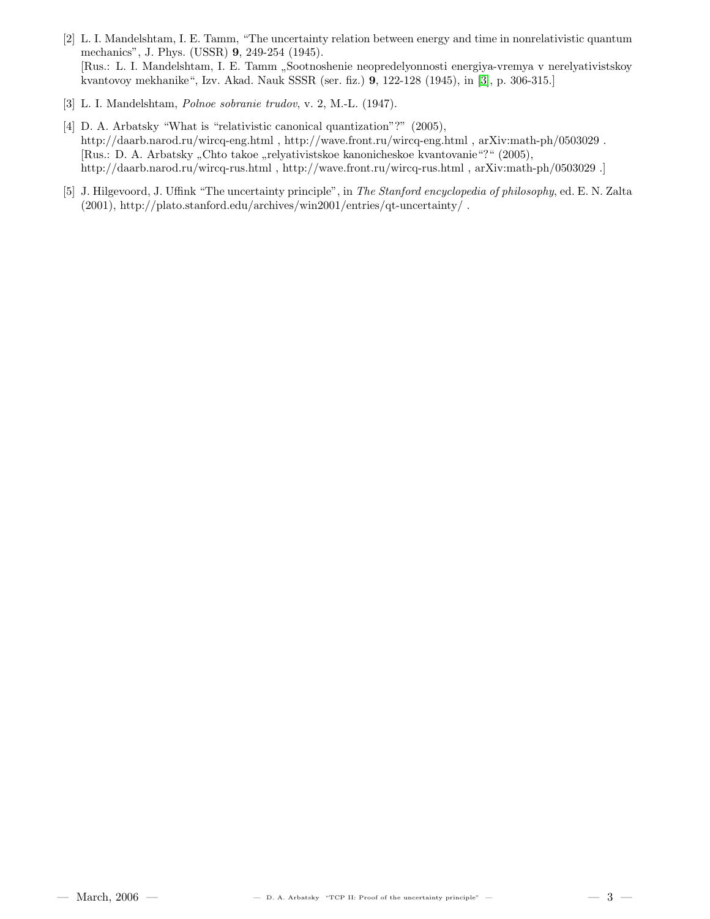[2] L. I. Mandelshtam, I. E. Tamm, "The uncertainty relation between energy and time in nonrelativistic quantum mechanics", J. Phys. (USSR) **9**, 249-254 (1945).
[Rus.: L. I. Mandelshtam, I. E. Tamm „Sootnoshenie neopredelyonnosti energiya-vremya v nerelyativistskoy kvantovoy mekhanike", Izv. Akad. Nauk SSSR (ser. fiz.) **9**, 122-128 (1945), in [3], p. 306-315.]

[3] L. I. Mandelshtam, *Polnoe sobranie trudov*, v. 2, M.-L. (1947).

[4] D. A. Arbatsky "What is "relativistic canonical quantization"?" (2005),
http://daarb.narod.ru/wircq-eng.html , http://wave.front.ru/wircq-eng.html , arXiv:math-ph/0503029 .
[Rus.: D. A. Arbatsky „Chto takoe „relyativistskoe kanonicheskoe kvantovanie"?" (2005),
http://daarb.narod.ru/wircq-rus.html , http://wave.front.ru/wircq-rus.html , arXiv:math-ph/0503029 .]

[5] J. Hilgevoord, J. Uffink "The uncertainty principle", in *The Stanford encyclopedia of philosophy*, ed. E. N. Zalta (2001), http://plato.stanford.edu/archives/win2001/entries/qt-uncertainty/ .